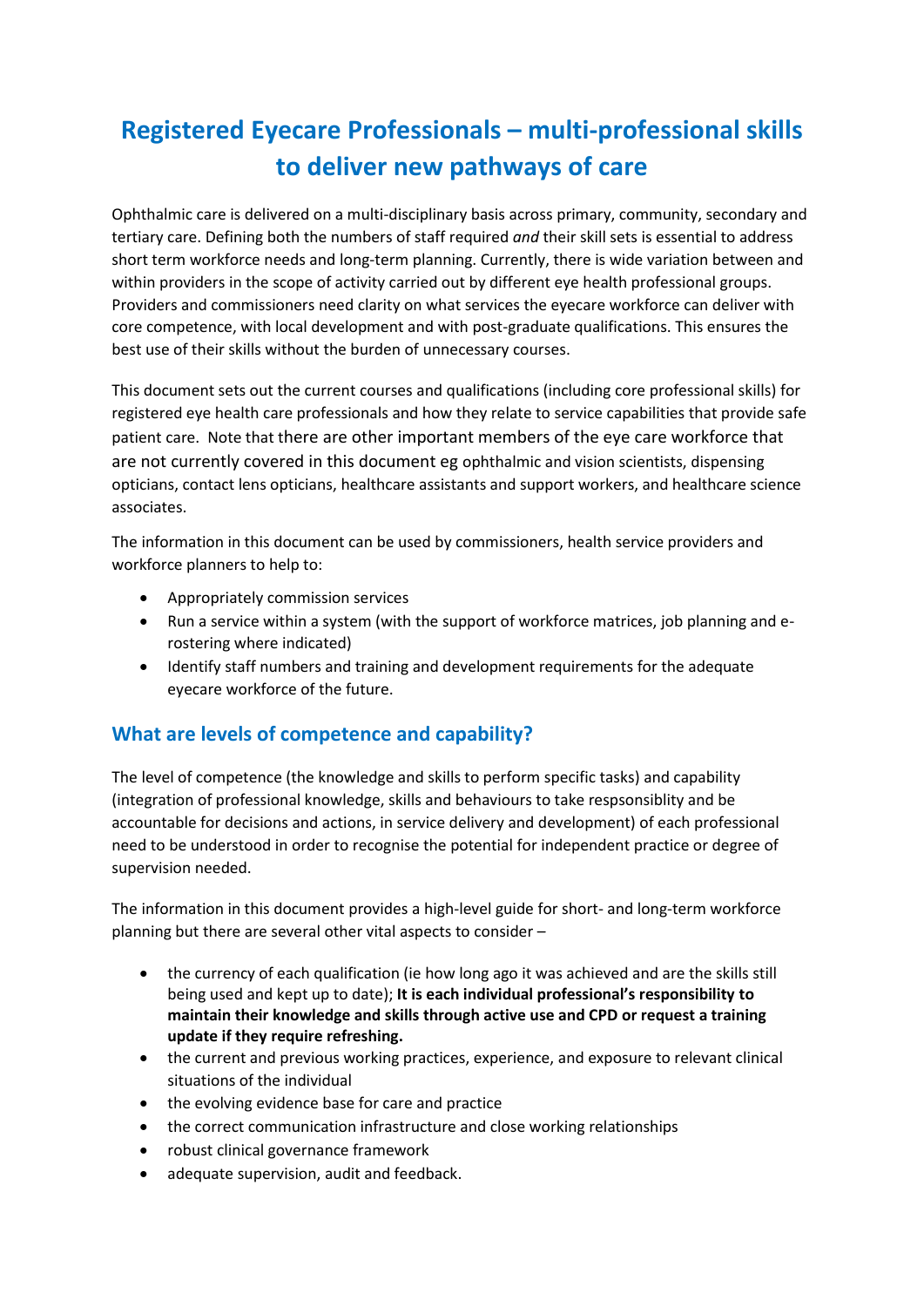# Registered Eyecare Professionals – multi-professional skills to deliver new pathways of care

Ophthalmic care is delivered on a multi-disciplinary basis across primary, community, secondary and tertiary care. Defining both the numbers of staff required *and* their skill sets is essential to address short term workforce needs and long-term planning. Currently, there is wide variation between and within providers in the scope of activity carried out by different eye health professional groups. Providers and commissioners need clarity on what services the eyecare workforce can deliver with core competence, with local development and with post-graduate qualifications. This ensures the best use of their skills without the burden of unnecessary courses.

This document sets out the current courses and qualifications (including core professional skills) for registered eye health care professionals and how they relate to service capabilities that provide safe patient care. Note that there are other important members of the eye care workforce that are not currently covered in this document eg ophthalmic and vision scientists, dispensing opticians, contact lens opticians, healthcare assistants and support workers, and healthcare science associates.

The information in this document can be used by commissioners, health service providers and workforce planners to help to:

- Appropriately commission services
- Run a service within a system (with the support of workforce matrices, job planning and e-rostering where indicated)
- Identify staff numbers and training and development requirements for the adequate eyecare workforce of the future.

## What are levels of competence and capability?

The level of competence (the knowledge and skills to perform specific tasks) and capability (integration of professional knowledge, skills and behaviours to take respsonsiblity and be accountable for decisions and actions, in service delivery and development) of each professional need to be understood in order to recognise the potential for independent practice or degree of supervision needed.

The information in this document provides a high-level guide for short- and long-term workforce planning but there are several other vital aspects to consider –

- the currency of each qualification (ie how long ago it was achieved and are the skills still being used and kept up to date); **It is each individual professional's responsibility to maintain their knowledge and skills through active use and CPD or request a training update if they require refreshing.**
- the current and previous working practices, experience, and exposure to relevant clinical situations of the individual
- the evolving evidence base for care and practice
- the correct communication infrastructure and close working relationships
- robust clinical governance framework
- adequate supervision, audit and feedback.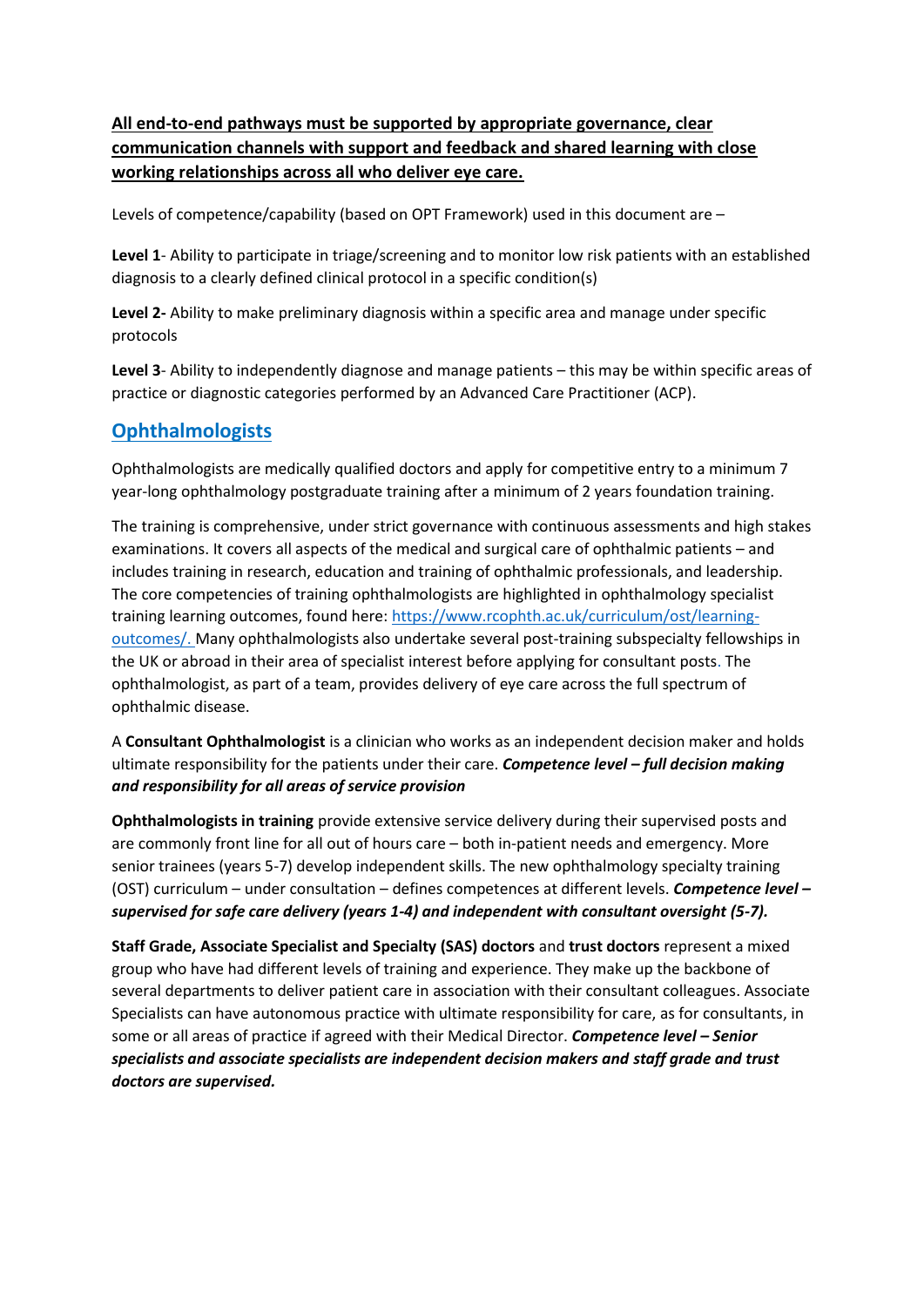**<u>All end-to-end pathways must be supported by appropriate governance, clear communication channels with support and feedback and shared learning with close working relationships across all who deliver eye care.</u>**

Levels of competence/capability (based on OPT Framework) used in this document are –

**Level 1**- Ability to participate in triage/screening and to monitor low risk patients with an established diagnosis to a clearly defined clinical protocol in a specific condition(s)

**Level 2-** Ability to make preliminary diagnosis within a specific area and manage under specific protocols

**Level 3**- Ability to independently diagnose and manage patients – this may be within specific areas of practice or diagnostic categories performed by an Advanced Care Practitioner (ACP).

## Ophthalmologists

Ophthalmologists are medically qualified doctors and apply for competitive entry to a minimum 7 year-long ophthalmology postgraduate training after a minimum of 2 years foundation training.

The training is comprehensive, under strict governance with continuous assessments and high stakes examinations. It covers all aspects of the medical and surgical care of ophthalmic patients – and includes training in research, education and training of ophthalmic professionals, and leadership. The core competencies of training ophthalmologists are highlighted in ophthalmology specialist training learning outcomes, found here: [https://www.rcophth.ac.uk/curriculum/ost/learning-outcomes/.](https://www.rcophth.ac.uk/curriculum/ost/learning-outcomes/) Many ophthalmologists also undertake several post-training subspecialty fellowships in the UK or abroad in their area of specialist interest before applying for consultant posts. The ophthalmologist, as part of a team, provides delivery of eye care across the full spectrum of ophthalmic disease.

A **Consultant Ophthalmologist** is a clinician who works as an independent decision maker and holds ultimate responsibility for the patients under their care. ***Competence level – full decision making and responsibility for all areas of service provision***

**Ophthalmologists in training** provide extensive service delivery during their supervised posts and are commonly front line for all out of hours care – both in-patient needs and emergency. More senior trainees (years 5-7) develop independent skills. The new ophthalmology specialty training (OST) curriculum – under consultation – defines competences at different levels. ***Competence level – supervised for safe care delivery (years 1-4) and independent with consultant oversight (5-7).***

**Staff Grade, Associate Specialist and Specialty (SAS) doctors** and **trust doctors** represent a mixed group who have had different levels of training and experience. They make up the backbone of several departments to deliver patient care in association with their consultant colleagues. Associate Specialists can have autonomous practice with ultimate responsibility for care, as for consultants, in some or all areas of practice if agreed with their Medical Director. ***Competence level – Senior specialists and associate specialists are independent decision makers and staff grade and trust doctors are supervised.***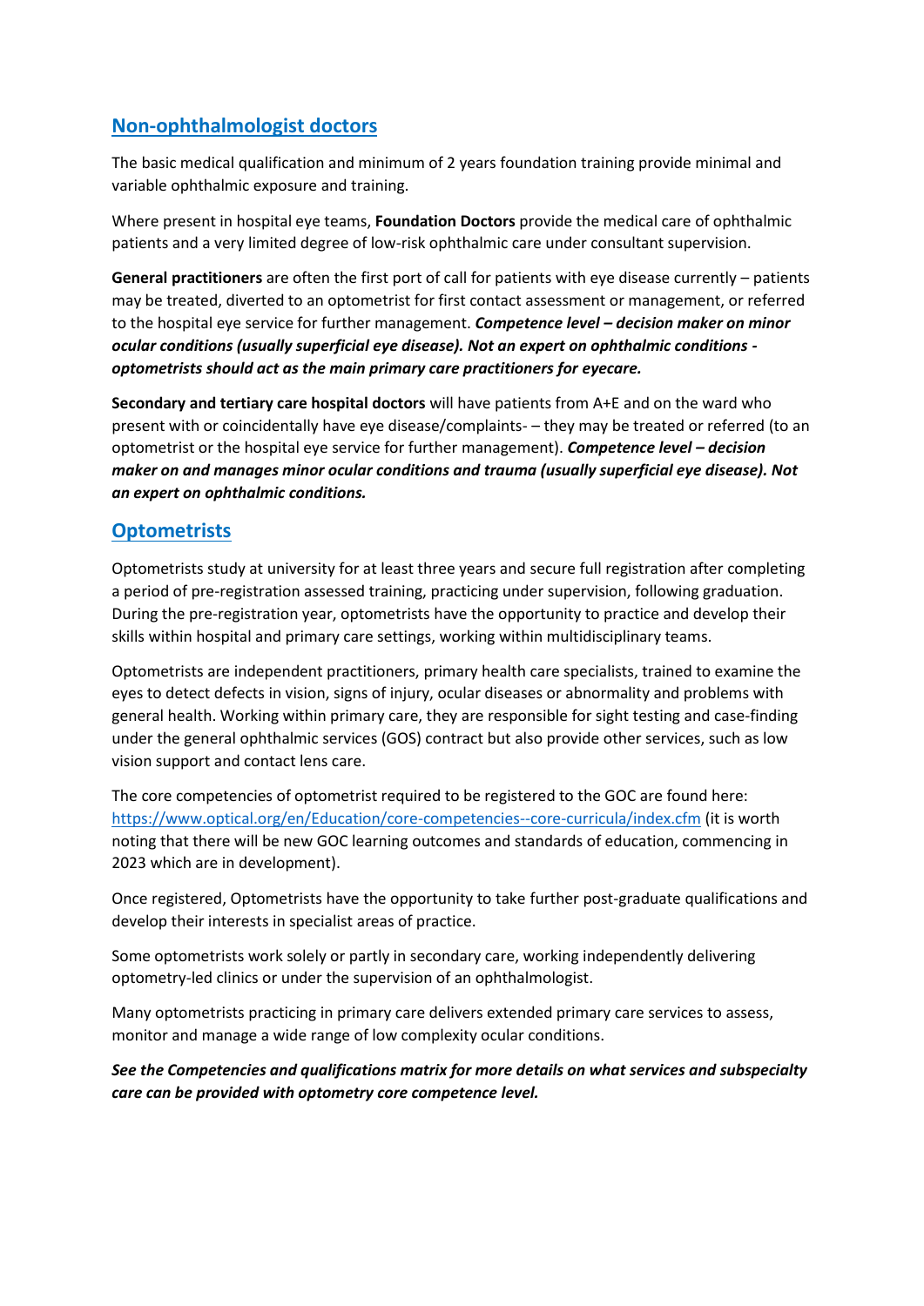## Non-ophthalmologist doctors

The basic medical qualification and minimum of 2 years foundation training provide minimal and variable ophthalmic exposure and training.

Where present in hospital eye teams, **Foundation Doctors** provide the medical care of ophthalmic patients and a very limited degree of low-risk ophthalmic care under consultant supervision.

**General practitioners** are often the first port of call for patients with eye disease currently – patients may be treated, diverted to an optometrist for first contact assessment or management, or referred to the hospital eye service for further management. ***Competence level – decision maker on minor ocular conditions (usually superficial eye disease). Not an expert on ophthalmic conditions - optometrists should act as the main primary care practitioners for eyecare.***

**Secondary and tertiary care hospital doctors** will have patients from A+E and on the ward who present with or coincidentally have eye disease/complaints- – they may be treated or referred (to an optometrist or the hospital eye service for further management). ***Competence level – decision maker on and manages minor ocular conditions and trauma (usually superficial eye disease). Not an expert on ophthalmic conditions.***

## Optometrists

Optometrists study at university for at least three years and secure full registration after completing a period of pre-registration assessed training, practicing under supervision, following graduation. During the pre-registration year, optometrists have the opportunity to practice and develop their skills within hospital and primary care settings, working within multidisciplinary teams.

Optometrists are independent practitioners, primary health care specialists, trained to examine the eyes to detect defects in vision, signs of injury, ocular diseases or abnormality and problems with general health. Working within primary care, they are responsible for sight testing and case-finding under the general ophthalmic services (GOS) contract but also provide other services, such as low vision support and contact lens care.

The core competencies of optometrist required to be registered to the GOC are found here: https://www.optical.org/en/Education/core-competencies--core-curricula/index.cfm (it is worth noting that there will be new GOC learning outcomes and standards of education, commencing in 2023 which are in development).

Once registered, Optometrists have the opportunity to take further post-graduate qualifications and develop their interests in specialist areas of practice.

Some optometrists work solely or partly in secondary care, working independently delivering optometry-led clinics or under the supervision of an ophthalmologist.

Many optometrists practicing in primary care delivers extended primary care services to assess, monitor and manage a wide range of low complexity ocular conditions.

***See the Competencies and qualifications matrix for more details on what services and subspecialty care can be provided with optometry core competence level.***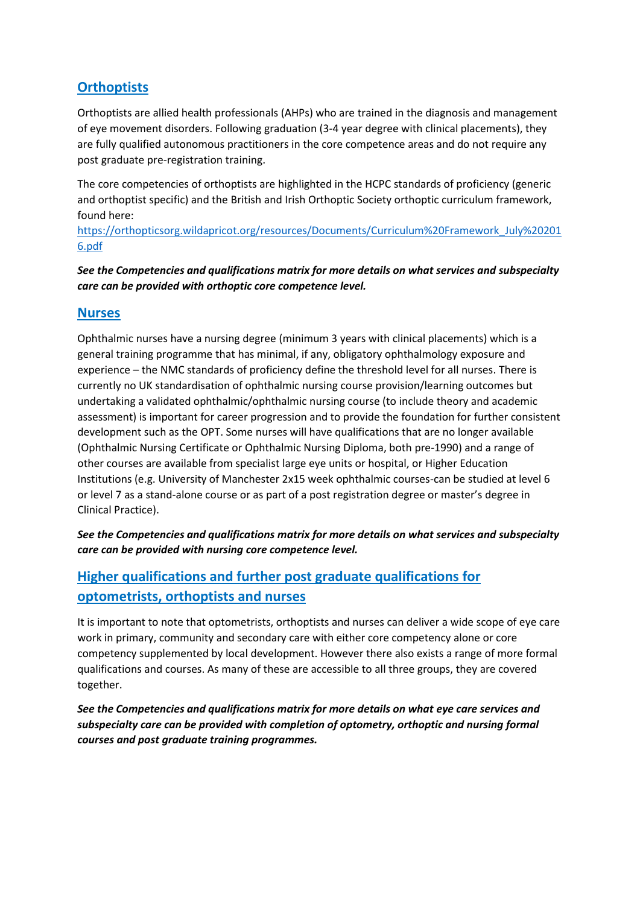## Orthoptists

Orthoptists are allied health professionals (AHPs) who are trained in the diagnosis and management of eye movement disorders. Following graduation (3-4 year degree with clinical placements), they are fully qualified autonomous practitioners in the core competence areas and do not require any post graduate pre-registration training.

The core competencies of orthoptists are highlighted in the HCPC standards of proficiency (generic and orthoptist specific) and the British and Irish Orthoptic Society orthoptic curriculum framework, found here: https://orthopticsorg.wildapricot.org/resources/Documents/Curriculum%20Framework_July%202016.pdf

***See the Competencies and qualifications matrix for more details on what services and subspecialty care can be provided with orthoptic core competence level.***

## Nurses

Ophthalmic nurses have a nursing degree (minimum 3 years with clinical placements) which is a general training programme that has minimal, if any, obligatory ophthalmology exposure and experience – the NMC standards of proficiency define the threshold level for all nurses. There is currently no UK standardisation of ophthalmic nursing course provision/learning outcomes but undertaking a validated ophthalmic/ophthalmic nursing course (to include theory and academic assessment) is important for career progression and to provide the foundation for further consistent development such as the OPT. Some nurses will have qualifications that are no longer available (Ophthalmic Nursing Certificate or Ophthalmic Nursing Diploma, both pre-1990) and a range of other courses are available from specialist large eye units or hospital, or Higher Education Institutions (e.g. University of Manchester 2x15 week ophthalmic courses-can be studied at level 6 or level 7 as a stand-alone course or as part of a post registration degree or master's degree in Clinical Practice).

***See the Competencies and qualifications matrix for more details on what services and subspecialty care can be provided with nursing core competence level.***

## Higher qualifications and further post graduate qualifications for optometrists, orthoptists and nurses

It is important to note that optometrists, orthoptists and nurses can deliver a wide scope of eye care work in primary, community and secondary care with either core competency alone or core competency supplemented by local development. However there also exists a range of more formal qualifications and courses. As many of these are accessible to all three groups, they are covered together.

***See the Competencies and qualifications matrix for more details on what eye care services and subspecialty care can be provided with completion of optometry, orthoptic and nursing formal courses and post graduate training programmes.***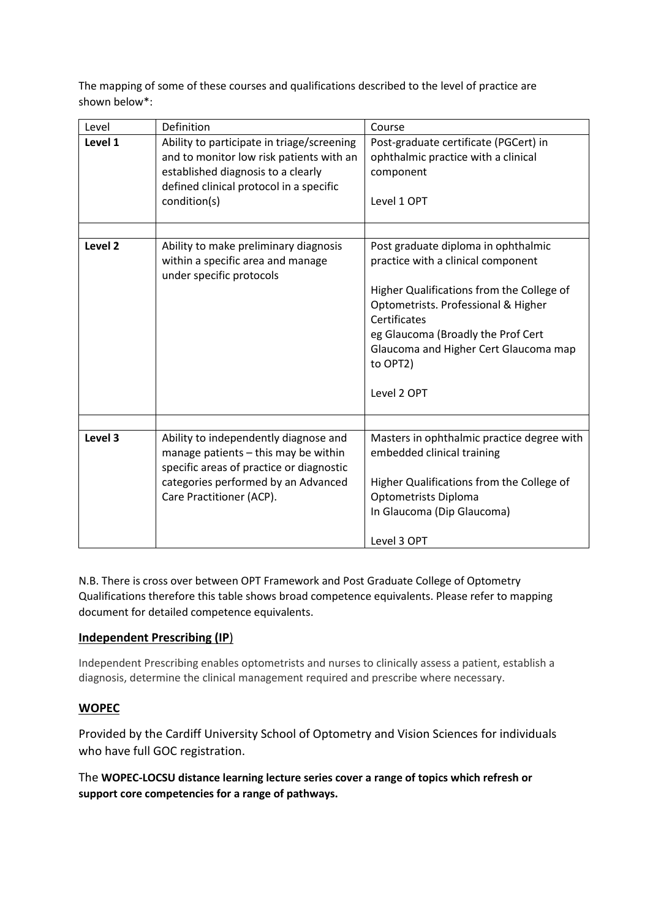The mapping of some of these courses and qualifications described to the level of practice are shown below*:

| Level | Definition | Course |
| --- | --- | --- |
| **Level 1** | Ability to participate in triage/screening and to monitor low risk patients with an established diagnosis to a clearly defined clinical protocol in a specific condition(s) | Post-graduate certificate (PGCert) in ophthalmic practice with a clinical component<br><br>Level 1 OPT |
| | | |
| **Level 2** | Ability to make preliminary diagnosis within a specific area and manage under specific protocols | Post graduate diploma in ophthalmic practice with a clinical component<br><br>Higher Qualifications from the College of Optometrists. Professional & Higher Certificates<br>eg Glaucoma (Broadly the Prof Cert Glaucoma and Higher Cert Glaucoma map to OPT2)<br><br>Level 2 OPT |
| | | |
| **Level 3** | Ability to independently diagnose and manage patients – this may be within specific areas of practice or diagnostic categories performed by an Advanced Care Practitioner (ACP). | Masters in ophthalmic practice degree with embedded clinical training<br><br>Higher Qualifications from the College of Optometrists Diploma<br>In Glaucoma (Dip Glaucoma)<br><br>Level 3 OPT |

N.B. There is cross over between OPT Framework and Post Graduate College of Optometry Qualifications therefore this table shows broad competence equivalents. Please refer to mapping document for detailed competence equivalents.

## Independent Prescribing (IP)

Independent Prescribing enables optometrists and nurses to clinically assess a patient, establish a diagnosis, determine the clinical management required and prescribe where necessary.

## WOPEC

Provided by the Cardiff University School of Optometry and Vision Sciences for individuals who have full GOC registration.

The **WOPEC-LOCSU distance learning lecture series cover a range of topics which refresh or support core competencies for a range of pathways.**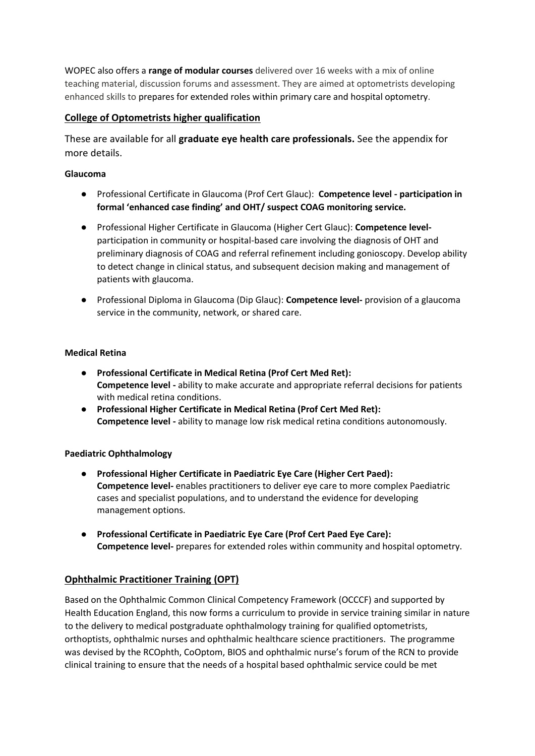WOPEC also offers a **range of modular courses** delivered over 16 weeks with a mix of online teaching material, discussion forums and assessment. They are aimed at optometrists developing enhanced skills to prepares for extended roles within primary care and hospital optometry.

## College of Optometrists higher qualification

These are available for all **graduate eye health care professionals.** See the appendix for more details.

**Glaucoma**

- Professional Certificate in Glaucoma (Prof Cert Glauc): **Competence level - participation in formal 'enhanced case finding' and OHT/ suspect COAG monitoring service.**
- Professional Higher Certificate in Glaucoma (Higher Cert Glauc): **Competence level-** participation in community or hospital-based care involving the diagnosis of OHT and preliminary diagnosis of COAG and referral refinement including gonioscopy. Develop ability to detect change in clinical status, and subsequent decision making and management of patients with glaucoma.
- Professional Diploma in Glaucoma (Dip Glauc): **Competence level-** provision of a glaucoma service in the community, network, or shared care.

**Medical Retina**

- **Professional Certificate in Medical Retina (Prof Cert Med Ret):**
  **Competence level -** ability to make accurate and appropriate referral decisions for patients with medical retina conditions.
- **Professional Higher Certificate in Medical Retina (Prof Cert Med Ret):**
  **Competence level -** ability to manage low risk medical retina conditions autonomously.

**Paediatric Ophthalmology**

- **Professional Higher Certificate in Paediatric Eye Care (Higher Cert Paed):**
  **Competence level-** enables practitioners to deliver eye care to more complex Paediatric cases and specialist populations, and to understand the evidence for developing management options.
- **Professional Certificate in Paediatric Eye Care (Prof Cert Paed Eye Care):**
  **Competence level-** prepares for extended roles within community and hospital optometry.

## Ophthalmic Practitioner Training (OPT)

Based on the Ophthalmic Common Clinical Competency Framework (OCCCF) and supported by Health Education England, this now forms a curriculum to provide in service training similar in nature to the delivery to medical postgraduate ophthalmology training for qualified optometrists, orthoptists, ophthalmic nurses and ophthalmic healthcare science practitioners. The programme was devised by the RCOphth, CoOptom, BIOS and ophthalmic nurse's forum of the RCN to provide clinical training to ensure that the needs of a hospital based ophthalmic service could be met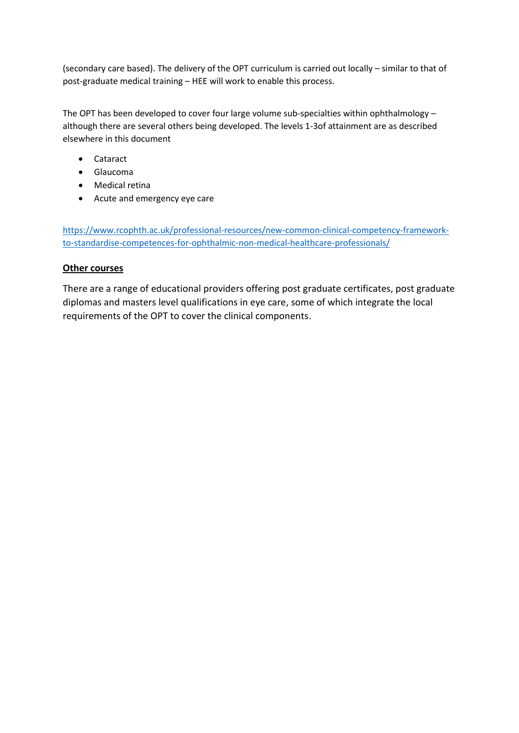(secondary care based). The delivery of the OPT curriculum is carried out locally – similar to that of post-graduate medical training – HEE will work to enable this process.

The OPT has been developed to cover four large volume sub-specialties within ophthalmology – although there are several others being developed. The levels 1-3of attainment are as described elsewhere in this document

- Cataract
- Glaucoma
- Medical retina
- Acute and emergency eye care

https://www.rcophth.ac.uk/professional-resources/new-common-clinical-competency-framework-to-standardise-competences-for-ophthalmic-non-medical-healthcare-professionals/

**Other courses**

There are a range of educational providers offering post graduate certificates, post graduate diplomas and masters level qualifications in eye care, some of which integrate the local requirements of the OPT to cover the clinical components.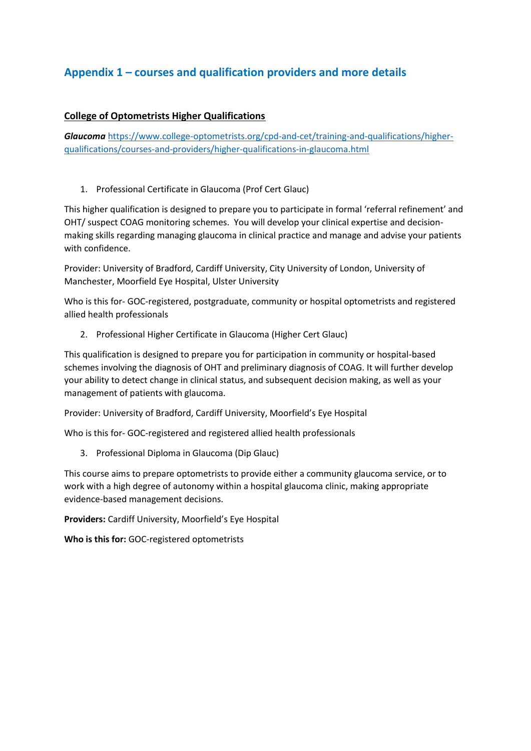## Appendix 1 – courses and qualification providers and more details

### College of Optometrists Higher Qualifications

***Glaucoma*** https://www.college-optometrists.org/cpd-and-cet/training-and-qualifications/higher-qualifications/courses-and-providers/higher-qualifications-in-glaucoma.html

1. Professional Certificate in Glaucoma (Prof Cert Glauc)

This higher qualification is designed to prepare you to participate in formal 'referral refinement' and OHT/ suspect COAG monitoring schemes. You will develop your clinical expertise and decision-making skills regarding managing glaucoma in clinical practice and manage and advise your patients with confidence.

Provider: University of Bradford, Cardiff University, City University of London, University of Manchester, Moorfield Eye Hospital, Ulster University

Who is this for- GOC-registered, postgraduate, community or hospital optometrists and registered allied health professionals

2. Professional Higher Certificate in Glaucoma (Higher Cert Glauc)

This qualification is designed to prepare you for participation in community or hospital-based schemes involving the diagnosis of OHT and preliminary diagnosis of COAG. It will further develop your ability to detect change in clinical status, and subsequent decision making, as well as your management of patients with glaucoma.

Provider: University of Bradford, Cardiff University, Moorfield's Eye Hospital

Who is this for- GOC-registered and registered allied health professionals

3. Professional Diploma in Glaucoma (Dip Glauc)

This course aims to prepare optometrists to provide either a community glaucoma service, or to work with a high degree of autonomy within a hospital glaucoma clinic, making appropriate evidence-based management decisions.

**Providers:** Cardiff University, Moorfield's Eye Hospital

**Who is this for:** GOC-registered optometrists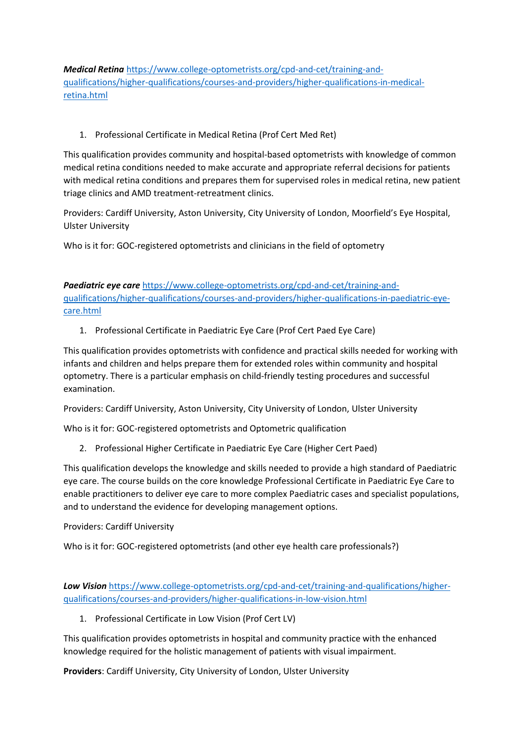***Medical Retina*** [https://www.college-optometrists.org/cpd-and-cet/training-and-qualifications/higher-qualifications/courses-and-providers/higher-qualifications-in-medical-retina.html](https://www.college-optometrists.org/cpd-and-cet/training-and-qualifications/higher-qualifications/courses-and-providers/higher-qualifications-in-medical-retina.html)

1. Professional Certificate in Medical Retina (Prof Cert Med Ret)

This qualification provides community and hospital-based optometrists with knowledge of common medical retina conditions needed to make accurate and appropriate referral decisions for patients with medical retina conditions and prepares them for supervised roles in medical retina, new patient triage clinics and AMD treatment-retreatment clinics.

Providers: Cardiff University, Aston University, City University of London, Moorfield's Eye Hospital, Ulster University

Who is it for: GOC-registered optometrists and clinicians in the field of optometry

***Paediatric eye care*** [https://www.college-optometrists.org/cpd-and-cet/training-and-qualifications/higher-qualifications/courses-and-providers/higher-qualifications-in-paediatric-eye-care.html](https://www.college-optometrists.org/cpd-and-cet/training-and-qualifications/higher-qualifications/courses-and-providers/higher-qualifications-in-paediatric-eye-care.html)

1. Professional Certificate in Paediatric Eye Care (Prof Cert Paed Eye Care)

This qualification provides optometrists with confidence and practical skills needed for working with infants and children and helps prepare them for extended roles within community and hospital optometry. There is a particular emphasis on child-friendly testing procedures and successful examination.

Providers: Cardiff University, Aston University, City University of London, Ulster University

Who is it for: GOC-registered optometrists and Optometric qualification

2. Professional Higher Certificate in Paediatric Eye Care (Higher Cert Paed)

This qualification develops the knowledge and skills needed to provide a high standard of Paediatric eye care. The course builds on the core knowledge Professional Certificate in Paediatric Eye Care to enable practitioners to deliver eye care to more complex Paediatric cases and specialist populations, and to understand the evidence for developing management options.

Providers: Cardiff University

Who is it for: GOC-registered optometrists (and other eye health care professionals?)

***Low Vision*** [https://www.college-optometrists.org/cpd-and-cet/training-and-qualifications/higher-qualifications/courses-and-providers/higher-qualifications-in-low-vision.html](https://www.college-optometrists.org/cpd-and-cet/training-and-qualifications/higher-qualifications/courses-and-providers/higher-qualifications-in-low-vision.html)

1. Professional Certificate in Low Vision (Prof Cert LV)

This qualification provides optometrists in hospital and community practice with the enhanced knowledge required for the holistic management of patients with visual impairment.

**Providers**: Cardiff University, City University of London, Ulster University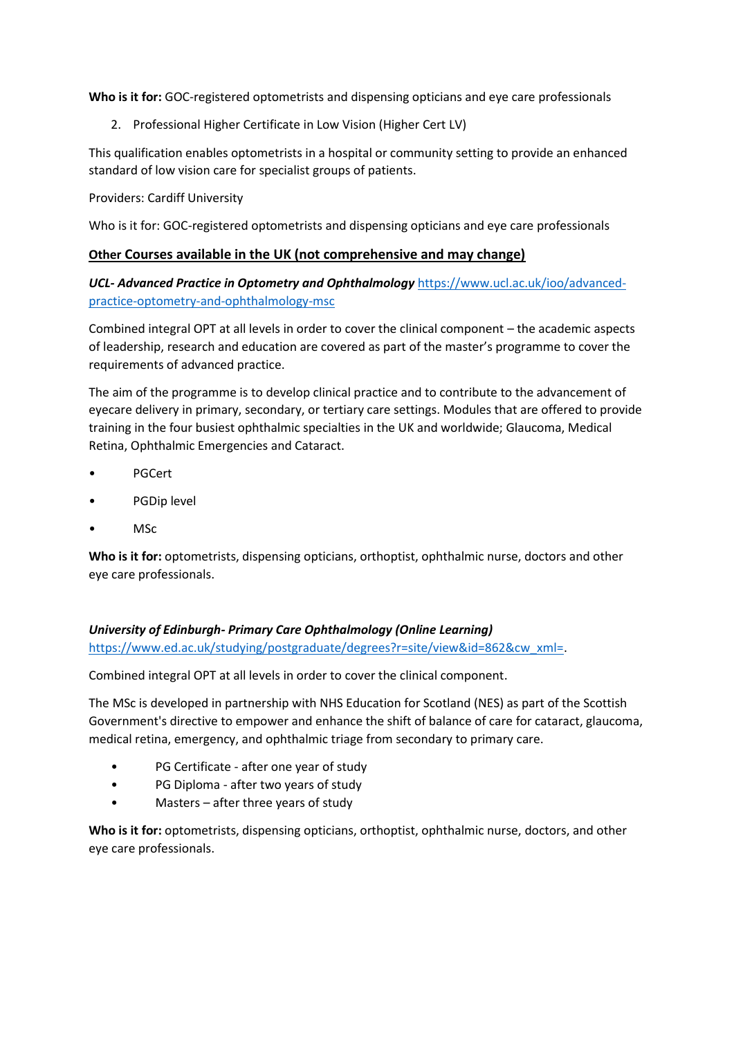**Who is it for:** GOC-registered optometrists and dispensing opticians and eye care professionals

2. Professional Higher Certificate in Low Vision (Higher Cert LV)

This qualification enables optometrists in a hospital or community setting to provide an enhanced standard of low vision care for specialist groups of patients.

Providers: Cardiff University

Who is it for: GOC-registered optometrists and dispensing opticians and eye care professionals

## Other Courses available in the UK (not comprehensive and may change)

***UCL- Advanced Practice in Optometry and Ophthalmology*** [https://www.ucl.ac.uk/ioo/advanced-practice-optometry-and-ophthalmology-msc](https://www.ucl.ac.uk/ioo/advanced-practice-optometry-and-ophthalmology-msc)

Combined integral OPT at all levels in order to cover the clinical component – the academic aspects of leadership, research and education are covered as part of the master's programme to cover the requirements of advanced practice.

The aim of the programme is to develop clinical practice and to contribute to the advancement of eyecare delivery in primary, secondary, or tertiary care settings. Modules that are offered to provide training in the four busiest ophthalmic specialties in the UK and worldwide; Glaucoma, Medical Retina, Ophthalmic Emergencies and Cataract.

- PGCert
- PGDip level
- MSc

**Who is it for:** optometrists, dispensing opticians, orthoptist, ophthalmic nurse, doctors and other eye care professionals.

***University of Edinburgh- Primary Care Ophthalmology (Online Learning)*** [https://www.ed.ac.uk/studying/postgraduate/degrees?r=site/view&id=862&cw_xml=](https://www.ed.ac.uk/studying/postgraduate/degrees?r=site/view&id=862&cw_xml=).

Combined integral OPT at all levels in order to cover the clinical component.

The MSc is developed in partnership with NHS Education for Scotland (NES) as part of the Scottish Government's directive to empower and enhance the shift of balance of care for cataract, glaucoma, medical retina, emergency, and ophthalmic triage from secondary to primary care.

- PG Certificate - after one year of study
- PG Diploma - after two years of study
- Masters – after three years of study

**Who is it for:** optometrists, dispensing opticians, orthoptist, ophthalmic nurse, doctors, and other eye care professionals.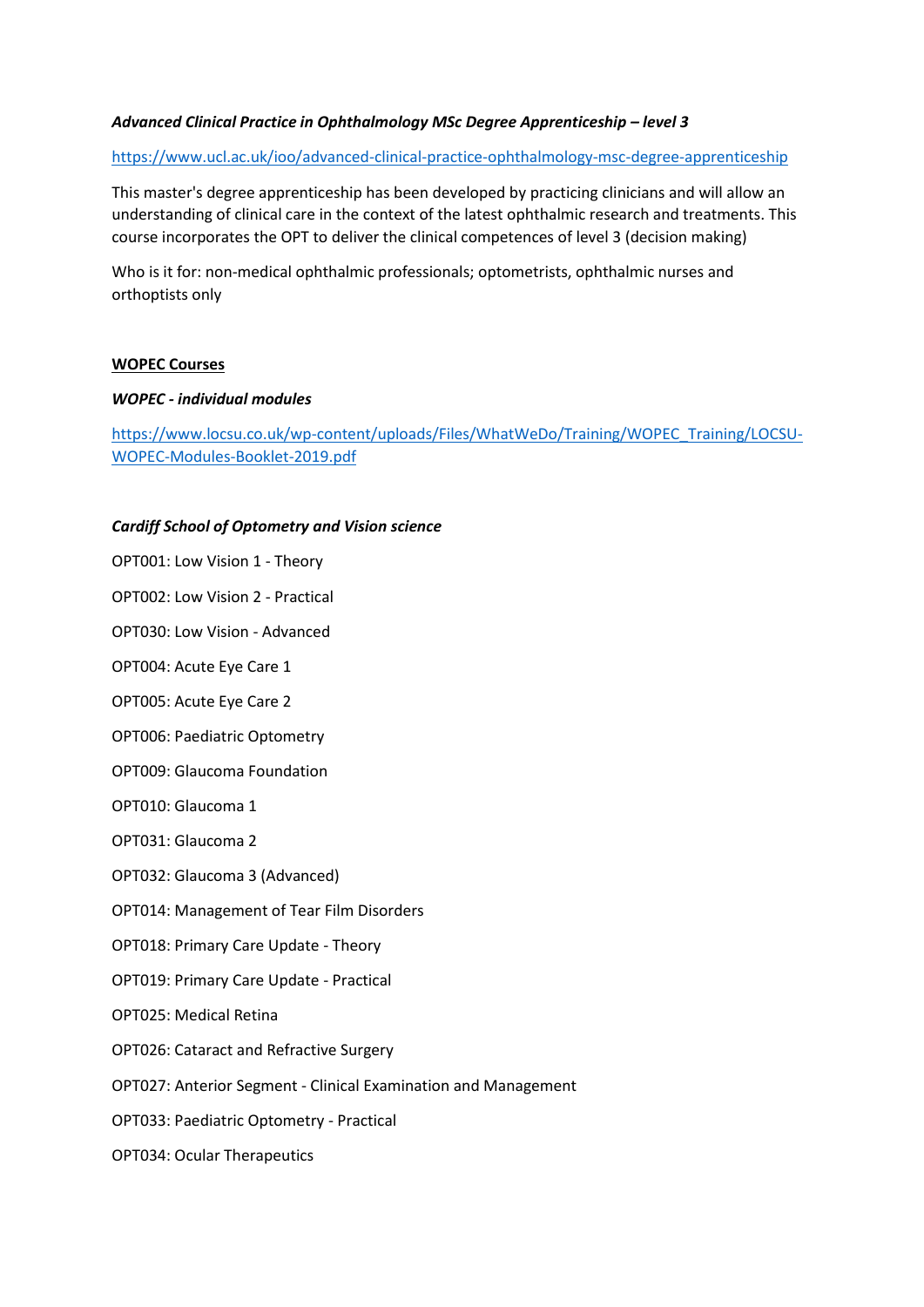***Advanced Clinical Practice in Ophthalmology MSc Degree Apprenticeship – level 3***

https://www.ucl.ac.uk/ioo/advanced-clinical-practice-ophthalmology-msc-degree-apprenticeship

This master's degree apprenticeship has been developed by practicing clinicians and will allow an understanding of clinical care in the context of the latest ophthalmic research and treatments. This course incorporates the OPT to deliver the clinical competences of level 3 (decision making)

Who is it for: non-medical ophthalmic professionals; optometrists, ophthalmic nurses and orthoptists only

**WOPEC Courses**

***WOPEC - individual modules***

https://www.locsu.co.uk/wp-content/uploads/Files/WhatWeDo/Training/WOPEC_Training/LOCSU-WOPEC-Modules-Booklet-2019.pdf

***Cardiff School of Optometry and Vision science***

OPT001: Low Vision 1 - Theory

OPT002: Low Vision 2 - Practical

OPT030: Low Vision - Advanced

OPT004: Acute Eye Care 1

OPT005: Acute Eye Care 2

OPT006: Paediatric Optometry

OPT009: Glaucoma Foundation

OPT010: Glaucoma 1

OPT031: Glaucoma 2

OPT032: Glaucoma 3 (Advanced)

OPT014: Management of Tear Film Disorders

OPT018: Primary Care Update - Theory

OPT019: Primary Care Update - Practical

OPT025: Medical Retina

OPT026: Cataract and Refractive Surgery

OPT027: Anterior Segment - Clinical Examination and Management

OPT033: Paediatric Optometry - Practical

OPT034: Ocular Therapeutics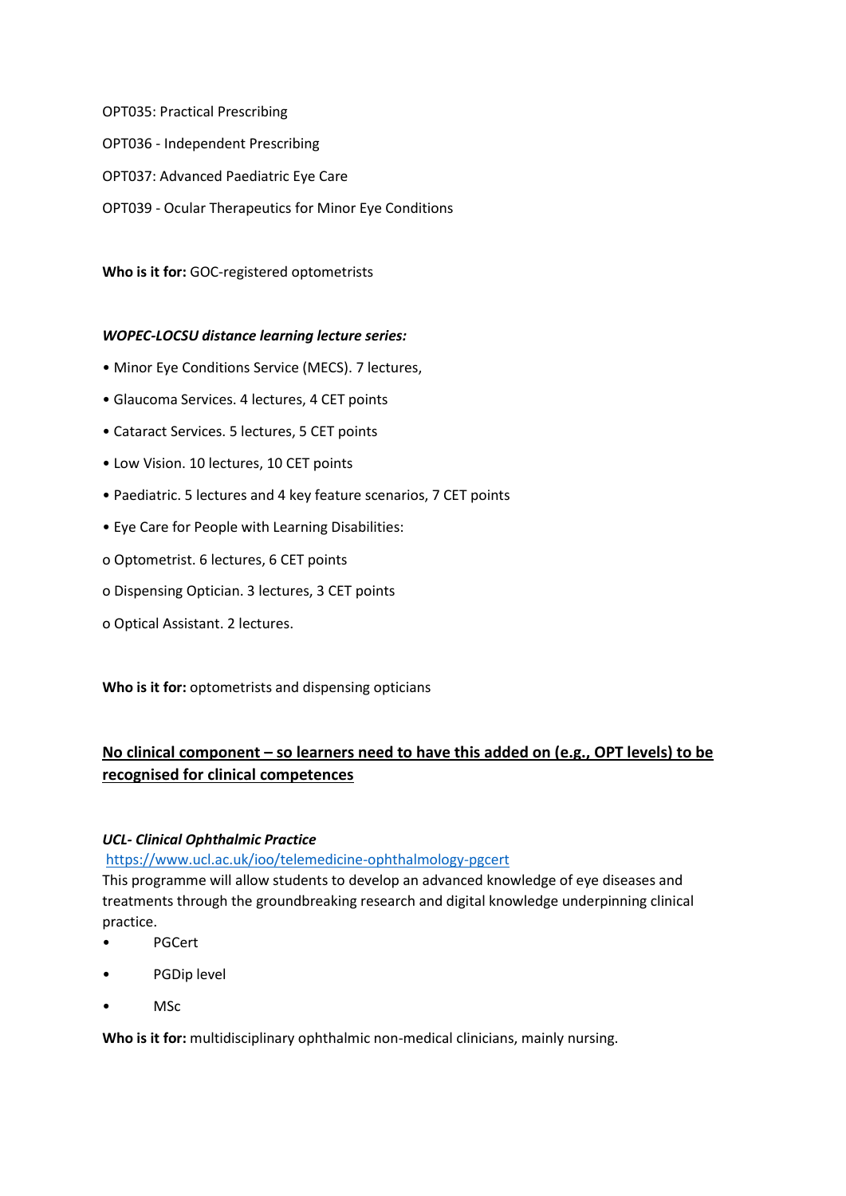OPT035: Practical Prescribing

OPT036 - Independent Prescribing

OPT037: Advanced Paediatric Eye Care

OPT039 - Ocular Therapeutics for Minor Eye Conditions

**Who is it for:** GOC-registered optometrists

***WOPEC-LOCSU distance learning lecture series:***

- Minor Eye Conditions Service (MECS). 7 lectures,
- Glaucoma Services. 4 lectures, 4 CET points
- Cataract Services. 5 lectures, 5 CET points
- Low Vision. 10 lectures, 10 CET points
- Paediatric. 5 lectures and 4 key feature scenarios, 7 CET points
- Eye Care for People with Learning Disabilities:
  - Optometrist. 6 lectures, 6 CET points
  - Dispensing Optician. 3 lectures, 3 CET points
  - Optical Assistant. 2 lectures.

**Who is it for:** optometrists and dispensing opticians

**<u>No clinical component – so learners need to have this added on (e.g., OPT levels) to be recognised for clinical competences</u>**

***UCL- Clinical Ophthalmic Practice***

https://www.ucl.ac.uk/ioo/telemedicine-ophthalmology-pgcert

This programme will allow students to develop an advanced knowledge of eye diseases and treatments through the groundbreaking research and digital knowledge underpinning clinical practice.

- PGCert
- PGDip level
- MSc

**Who is it for:** multidisciplinary ophthalmic non-medical clinicians, mainly nursing.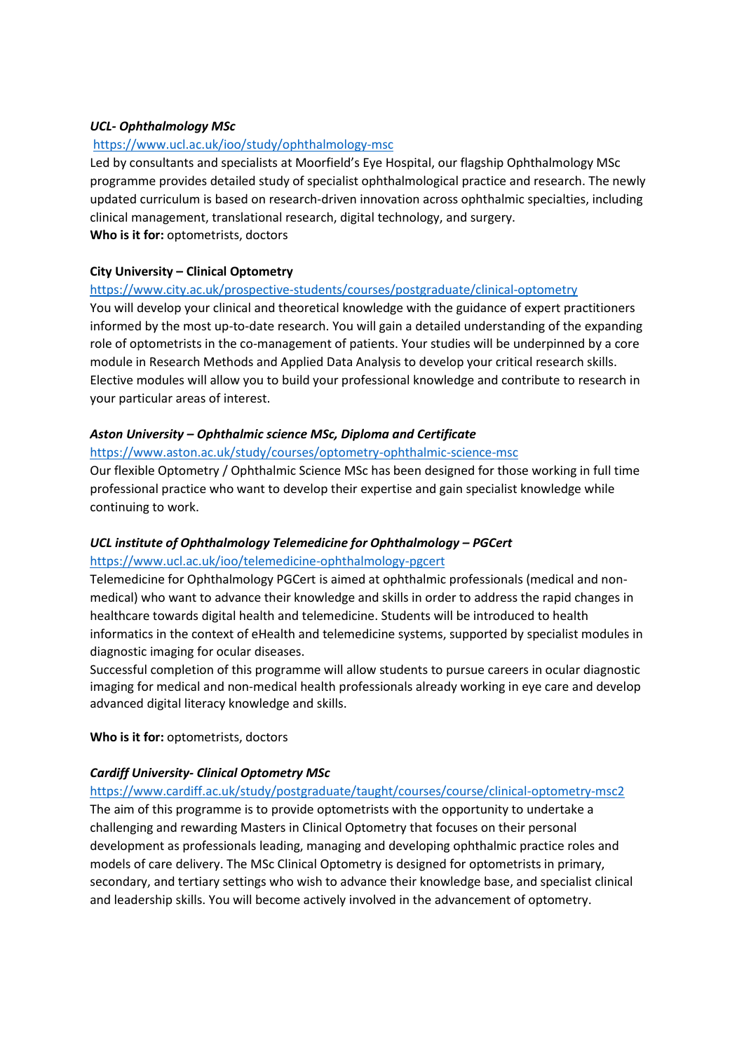***UCL- Ophthalmology MSc***

https://www.ucl.ac.uk/ioo/study/ophthalmology-msc

Led by consultants and specialists at Moorfield's Eye Hospital, our flagship Ophthalmology MSc programme provides detailed study of specialist ophthalmological practice and research. The newly updated curriculum is based on research-driven innovation across ophthalmic specialties, including clinical management, translational research, digital technology, and surgery.

**Who is it for:** optometrists, doctors

**City University – Clinical Optometry**

https://www.city.ac.uk/prospective-students/courses/postgraduate/clinical-optometry

You will develop your clinical and theoretical knowledge with the guidance of expert practitioners informed by the most up-to-date research. You will gain a detailed understanding of the expanding role of optometrists in the co-management of patients. Your studies will be underpinned by a core module in Research Methods and Applied Data Analysis to develop your critical research skills. Elective modules will allow you to build your professional knowledge and contribute to research in your particular areas of interest.

***Aston University – Ophthalmic science MSc, Diploma and Certificate***

https://www.aston.ac.uk/study/courses/optometry-ophthalmic-science-msc

Our flexible Optometry / Ophthalmic Science MSc has been designed for those working in full time professional practice who want to develop their expertise and gain specialist knowledge while continuing to work.

***UCL institute of Ophthalmology Telemedicine for Ophthalmology – PGCert***

https://www.ucl.ac.uk/ioo/telemedicine-ophthalmology-pgcert

Telemedicine for Ophthalmology PGCert is aimed at ophthalmic professionals (medical and non-medical) who want to advance their knowledge and skills in order to address the rapid changes in healthcare towards digital health and telemedicine. Students will be introduced to health informatics in the context of eHealth and telemedicine systems, supported by specialist modules in diagnostic imaging for ocular diseases.

Successful completion of this programme will allow students to pursue careers in ocular diagnostic imaging for medical and non-medical health professionals already working in eye care and develop advanced digital literacy knowledge and skills.

**Who is it for:** optometrists, doctors

***Cardiff University- Clinical Optometry MSc***

https://www.cardiff.ac.uk/study/postgraduate/taught/courses/course/clinical-optometry-msc2

The aim of this programme is to provide optometrists with the opportunity to undertake a challenging and rewarding Masters in Clinical Optometry that focuses on their personal development as professionals leading, managing and developing ophthalmic practice roles and models of care delivery. The MSc Clinical Optometry is designed for optometrists in primary, secondary, and tertiary settings who wish to advance their knowledge base, and specialist clinical and leadership skills. You will become actively involved in the advancement of optometry.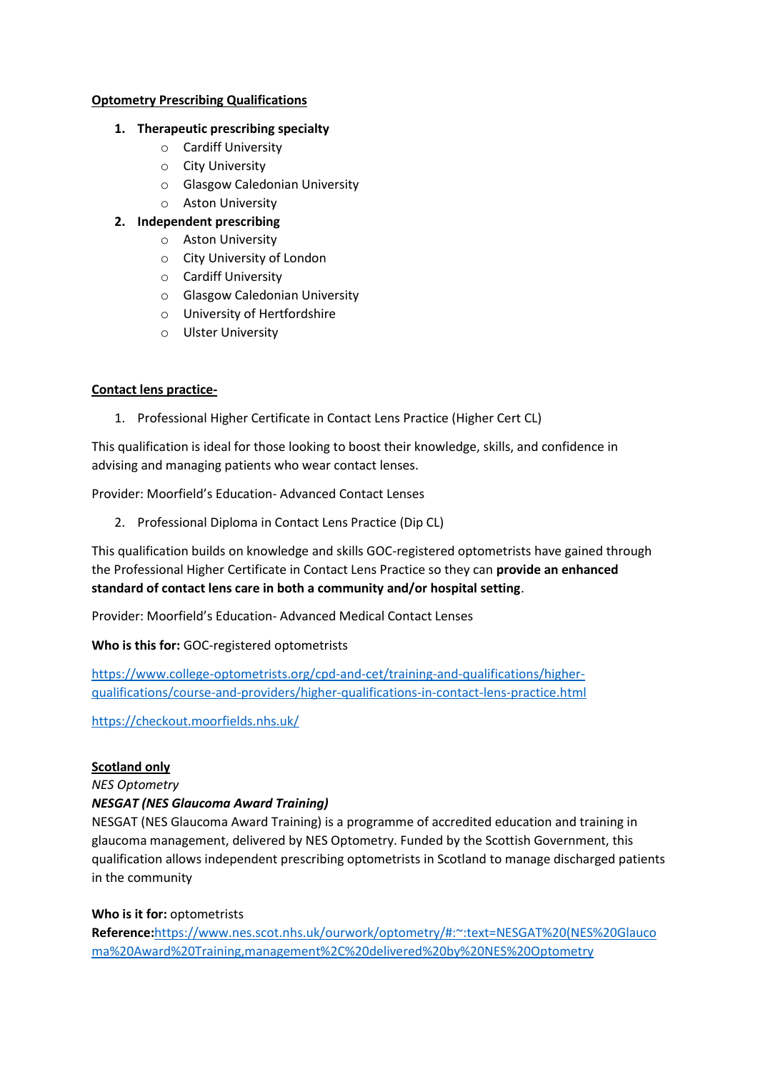**Optometry Prescribing Qualifications**

1. **Therapeutic prescribing specialty**
   - Cardiff University
   - City University
   - Glasgow Caledonian University
   - Aston University
2. **Independent prescribing**
   - Aston University
   - City University of London
   - Cardiff University
   - Glasgow Caledonian University
   - University of Hertfordshire
   - Ulster University

**Contact lens practice-**

1. Professional Higher Certificate in Contact Lens Practice (Higher Cert CL)

This qualification is ideal for those looking to boost their knowledge, skills, and confidence in advising and managing patients who wear contact lenses.

Provider: Moorfield's Education- Advanced Contact Lenses

2. Professional Diploma in Contact Lens Practice (Dip CL)

This qualification builds on knowledge and skills GOC-registered optometrists have gained through the Professional Higher Certificate in Contact Lens Practice so they can **provide an enhanced standard of contact lens care in both a community and/or hospital setting**.

Provider: Moorfield's Education- Advanced Medical Contact Lenses

**Who is this for:** GOC-registered optometrists

https://www.college-optometrists.org/cpd-and-cet/training-and-qualifications/higher-qualifications/course-and-providers/higher-qualifications-in-contact-lens-practice.html

https://checkout.moorfields.nhs.uk/

**Scotland only**

*NES Optometry*

***NESGAT (NES Glaucoma Award Training)***

NESGAT (NES Glaucoma Award Training) is a programme of accredited education and training in glaucoma management, delivered by NES Optometry. Funded by the Scottish Government, this qualification allows independent prescribing optometrists in Scotland to manage discharged patients in the community

**Who is it for:** optometrists

**Reference:**https://www.nes.scot.nhs.uk/ourwork/optometry/#:~:text=NESGAT%20(NES%20Glaucoma%20Award%20Training,management%2C%20delivered%20by%20NES%20Optometry